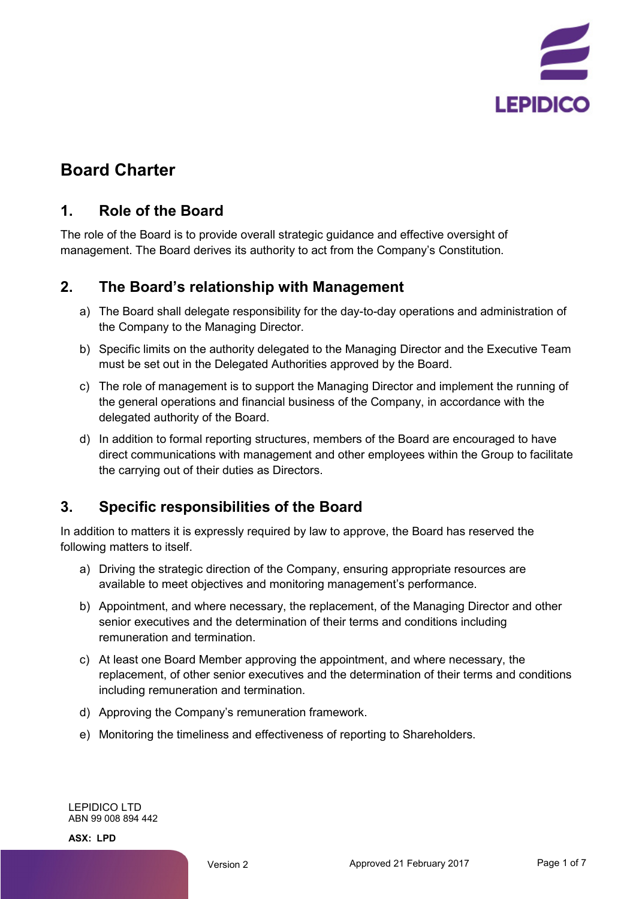# Board Charter

## 1. Role of the Board

The role of the Board is to provide overall strategic guidance and effective oversight of management. The Board derives its authority to act from the Company's Constitution.

## 2. The Board's relationship with Management

a) The Board shall delegate responsibility for the day-to-day operations and administration of the Company to the Managing Director.

b) Specific limits on the authority delegated to the Managing Director and the Executive Team must be set out in the Delegated Authorities approved by the Board.

c) The role of management is to support the Managing Director and implement the running of the general operations and financial business of the Company, in accordance with the delegated authority of the Board.

d) In addition to formal reporting structures, members of the Board are encouraged to have direct communications with management and other employees within the Group to facilitate the carrying out of their duties as Directors.

## 3. Specific responsibilities of the Board

In addition to matters it is expressly required by law to approve, the Board has reserved the following matters to itself.

a) Driving the strategic direction of the Company, ensuring appropriate resources are available to meet objectives and monitoring management's performance.

b) Appointment, and where necessary, the replacement, of the Managing Director and other senior executives and the determination of their terms and conditions including remuneration and termination.

c) At least one Board Member approving the appointment, and where necessary, the replacement, of other senior executives and the determination of their terms and conditions including remuneration and termination.

d) Approving the Company's remuneration framework.

e) Monitoring the timeliness and effectiveness of reporting to Shareholders.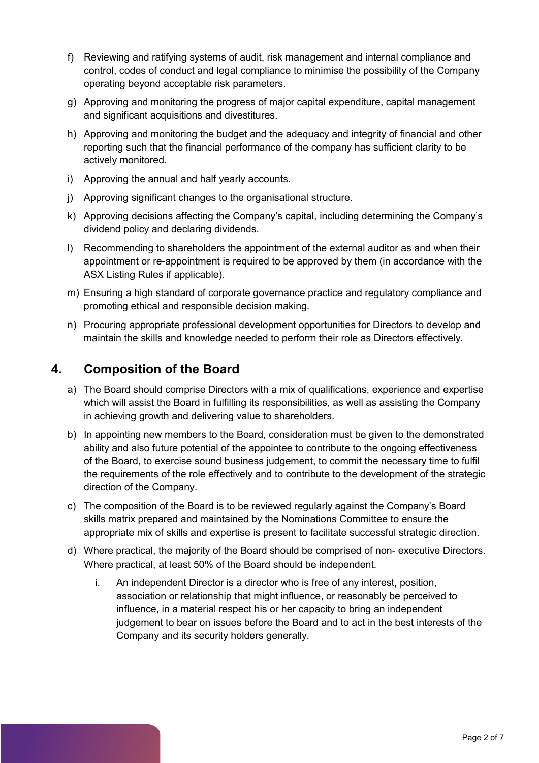f) Reviewing and ratifying systems of audit, risk management and internal compliance and control, codes of conduct and legal compliance to minimise the possibility of the Company operating beyond acceptable risk parameters.

g) Approving and monitoring the progress of major capital expenditure, capital management and significant acquisitions and divestitures.

h) Approving and monitoring the budget and the adequacy and integrity of financial and other reporting such that the financial performance of the company has sufficient clarity to be actively monitored.

i) Approving the annual and half yearly accounts.

j) Approving significant changes to the organisational structure.

k) Approving decisions affecting the Company's capital, including determining the Company's dividend policy and declaring dividends.

l) Recommending to shareholders the appointment of the external auditor as and when their appointment or re-appointment is required to be approved by them (in accordance with the ASX Listing Rules if applicable).

m) Ensuring a high standard of corporate governance practice and regulatory compliance and promoting ethical and responsible decision making.

n) Procuring appropriate professional development opportunities for Directors to develop and maintain the skills and knowledge needed to perform their role as Directors effectively.

## 4. Composition of the Board

a) The Board should comprise Directors with a mix of qualifications, experience and expertise which will assist the Board in fulfilling its responsibilities, as well as assisting the Company in achieving growth and delivering value to shareholders.

b) In appointing new members to the Board, consideration must be given to the demonstrated ability and also future potential of the appointee to contribute to the ongoing effectiveness of the Board, to exercise sound business judgement, to commit the necessary time to fulfil the requirements of the role effectively and to contribute to the development of the strategic direction of the Company.

c) The composition of the Board is to be reviewed regularly against the Company's Board skills matrix prepared and maintained by the Nominations Committee to ensure the appropriate mix of skills and expertise is present to facilitate successful strategic direction.

d) Where practical, the majority of the Board should be comprised of non- executive Directors. Where practical, at least 50% of the Board should be independent.

   i. An independent Director is a director who is free of any interest, position, association or relationship that might influence, or reasonably be perceived to influence, in a material respect his or her capacity to bring an independent judgement to bear on issues before the Board and to act in the best interests of the Company and its security holders generally.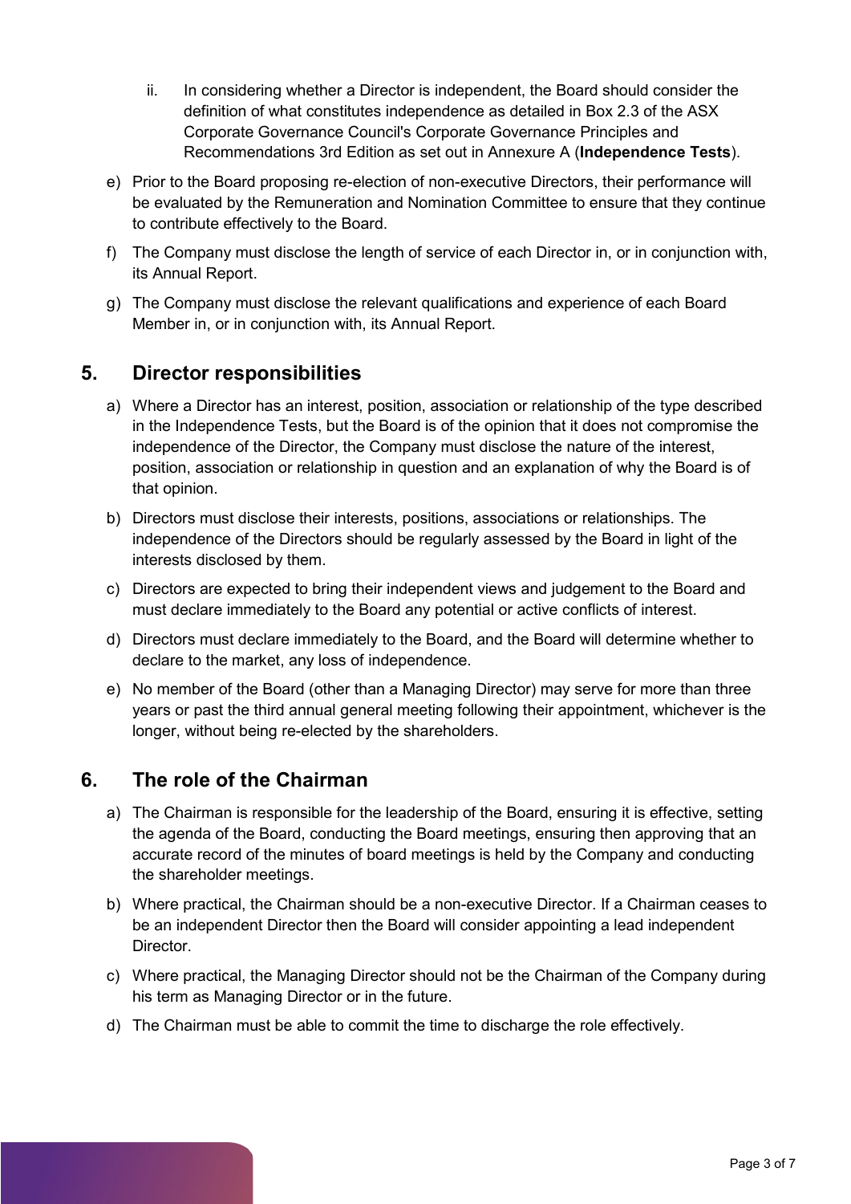ii. In considering whether a Director is independent, the Board should consider the definition of what constitutes independence as detailed in Box 2.3 of the ASX Corporate Governance Council's Corporate Governance Principles and Recommendations 3rd Edition as set out in Annexure A (**Independence Tests**).

e) Prior to the Board proposing re-election of non-executive Directors, their performance will be evaluated by the Remuneration and Nomination Committee to ensure that they continue to contribute effectively to the Board.

f) The Company must disclose the length of service of each Director in, or in conjunction with, its Annual Report.

g) The Company must disclose the relevant qualifications and experience of each Board Member in, or in conjunction with, its Annual Report.

## 5. Director responsibilities

a) Where a Director has an interest, position, association or relationship of the type described in the Independence Tests, but the Board is of the opinion that it does not compromise the independence of the Director, the Company must disclose the nature of the interest, position, association or relationship in question and an explanation of why the Board is of that opinion.

b) Directors must disclose their interests, positions, associations or relationships. The independence of the Directors should be regularly assessed by the Board in light of the interests disclosed by them.

c) Directors are expected to bring their independent views and judgement to the Board and must declare immediately to the Board any potential or active conflicts of interest.

d) Directors must declare immediately to the Board, and the Board will determine whether to declare to the market, any loss of independence.

e) No member of the Board (other than a Managing Director) may serve for more than three years or past the third annual general meeting following their appointment, whichever is the longer, without being re-elected by the shareholders.

## 6. The role of the Chairman

a) The Chairman is responsible for the leadership of the Board, ensuring it is effective, setting the agenda of the Board, conducting the Board meetings, ensuring then approving that an accurate record of the minutes of board meetings is held by the Company and conducting the shareholder meetings.

b) Where practical, the Chairman should be a non-executive Director. If a Chairman ceases to be an independent Director then the Board will consider appointing a lead independent Director.

c) Where practical, the Managing Director should not be the Chairman of the Company during his term as Managing Director or in the future.

d) The Chairman must be able to commit the time to discharge the role effectively.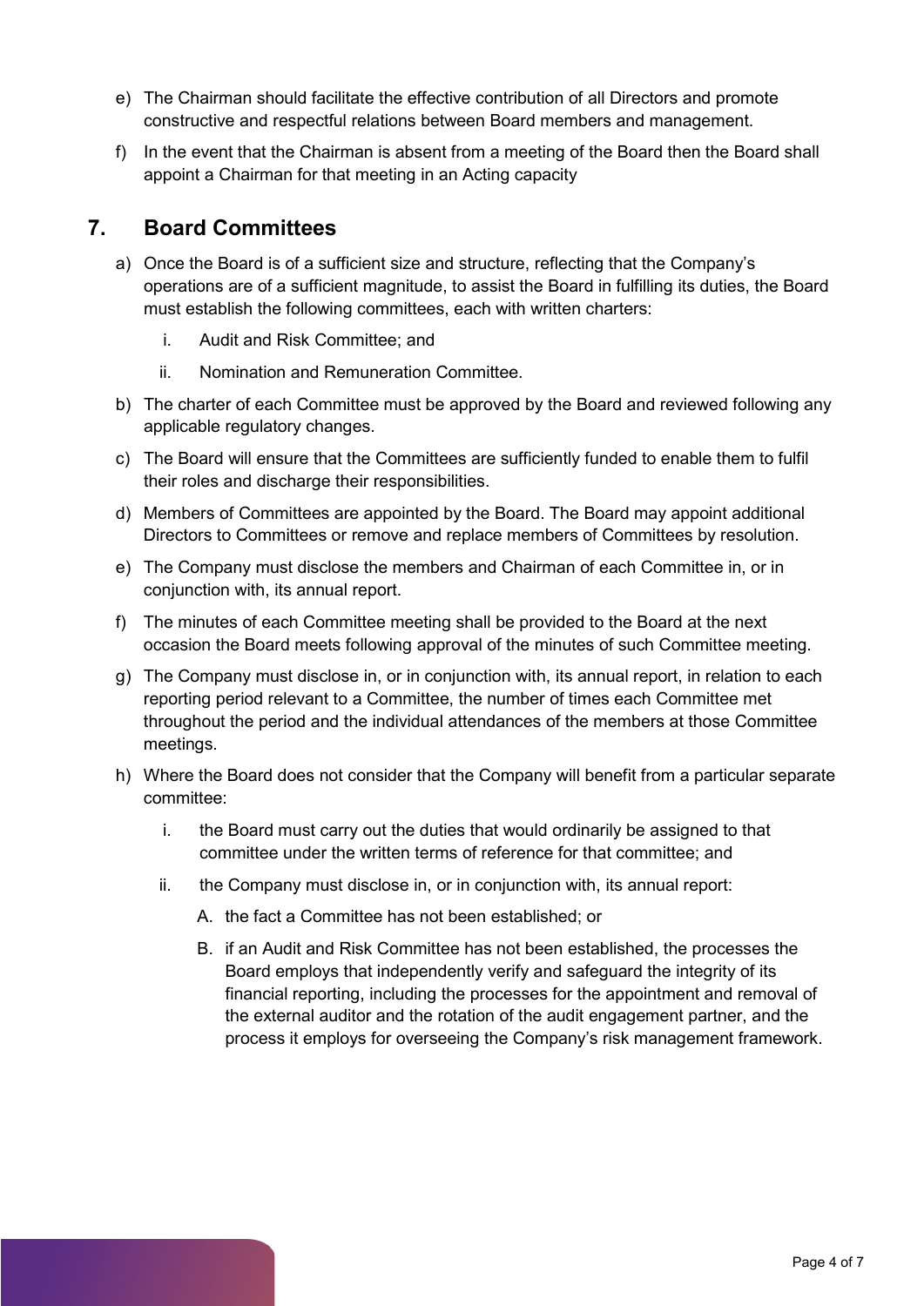e) The Chairman should facilitate the effective contribution of all Directors and promote constructive and respectful relations between Board members and management.

f) In the event that the Chairman is absent from a meeting of the Board then the Board shall appoint a Chairman for that meeting in an Acting capacity

## 7. Board Committees

a) Once the Board is of a sufficient size and structure, reflecting that the Company's operations are of a sufficient magnitude, to assist the Board in fulfilling its duties, the Board must establish the following committees, each with written charters:

   i. Audit and Risk Committee; and

   ii. Nomination and Remuneration Committee.

b) The charter of each Committee must be approved by the Board and reviewed following any applicable regulatory changes.

c) The Board will ensure that the Committees are sufficiently funded to enable them to fulfil their roles and discharge their responsibilities.

d) Members of Committees are appointed by the Board. The Board may appoint additional Directors to Committees or remove and replace members of Committees by resolution.

e) The Company must disclose the members and Chairman of each Committee in, or in conjunction with, its annual report.

f) The minutes of each Committee meeting shall be provided to the Board at the next occasion the Board meets following approval of the minutes of such Committee meeting.

g) The Company must disclose in, or in conjunction with, its annual report, in relation to each reporting period relevant to a Committee, the number of times each Committee met throughout the period and the individual attendances of the members at those Committee meetings.

h) Where the Board does not consider that the Company will benefit from a particular separate committee:

   i. the Board must carry out the duties that would ordinarily be assigned to that committee under the written terms of reference for that committee; and

   ii. the Company must disclose in, or in conjunction with, its annual report:

      A. the fact a Committee has not been established; or

      B. if an Audit and Risk Committee has not been established, the processes the Board employs that independently verify and safeguard the integrity of its financial reporting, including the processes for the appointment and removal of the external auditor and the rotation of the audit engagement partner, and the process it employs for overseeing the Company's risk management framework.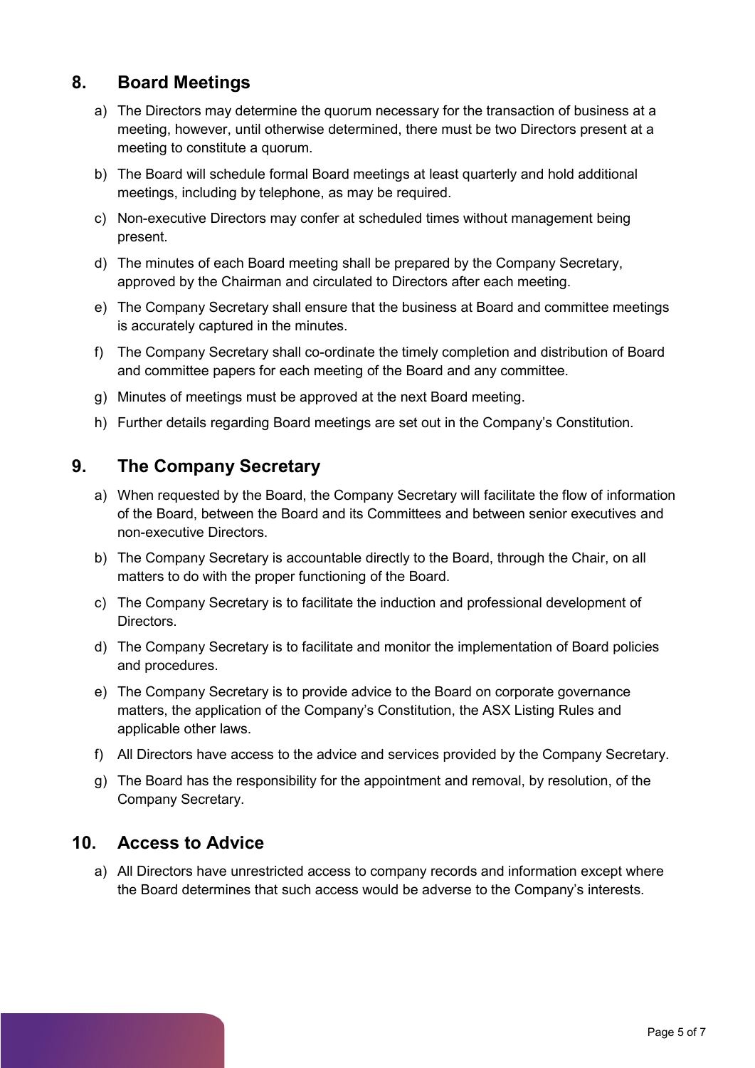## 8. Board Meetings

a) The Directors may determine the quorum necessary for the transaction of business at a meeting, however, until otherwise determined, there must be two Directors present at a meeting to constitute a quorum.

b) The Board will schedule formal Board meetings at least quarterly and hold additional meetings, including by telephone, as may be required.

c) Non-executive Directors may confer at scheduled times without management being present.

d) The minutes of each Board meeting shall be prepared by the Company Secretary, approved by the Chairman and circulated to Directors after each meeting.

e) The Company Secretary shall ensure that the business at Board and committee meetings is accurately captured in the minutes.

f) The Company Secretary shall co-ordinate the timely completion and distribution of Board and committee papers for each meeting of the Board and any committee.

g) Minutes of meetings must be approved at the next Board meeting.

h) Further details regarding Board meetings are set out in the Company's Constitution.

## 9. The Company Secretary

a) When requested by the Board, the Company Secretary will facilitate the flow of information of the Board, between the Board and its Committees and between senior executives and non-executive Directors.

b) The Company Secretary is accountable directly to the Board, through the Chair, on all matters to do with the proper functioning of the Board.

c) The Company Secretary is to facilitate the induction and professional development of Directors.

d) The Company Secretary is to facilitate and monitor the implementation of Board policies and procedures.

e) The Company Secretary is to provide advice to the Board on corporate governance matters, the application of the Company's Constitution, the ASX Listing Rules and applicable other laws.

f) All Directors have access to the advice and services provided by the Company Secretary.

g) The Board has the responsibility for the appointment and removal, by resolution, of the Company Secretary.

## 10. Access to Advice

a) All Directors have unrestricted access to company records and information except where the Board determines that such access would be adverse to the Company's interests.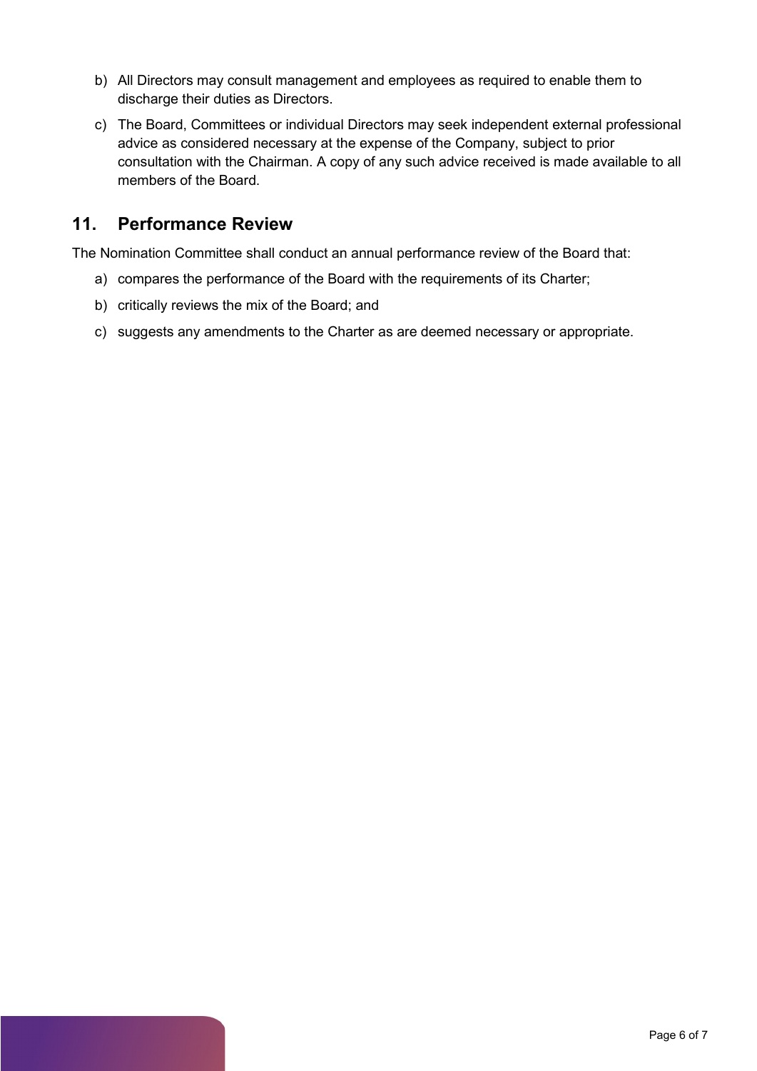b) All Directors may consult management and employees as required to enable them to discharge their duties as Directors.

c) The Board, Committees or individual Directors may seek independent external professional advice as considered necessary at the expense of the Company, subject to prior consultation with the Chairman. A copy of any such advice received is made available to all members of the Board.

## 11. Performance Review

The Nomination Committee shall conduct an annual performance review of the Board that:

a) compares the performance of the Board with the requirements of its Charter;

b) critically reviews the mix of the Board; and

c) suggests any amendments to the Charter as are deemed necessary or appropriate.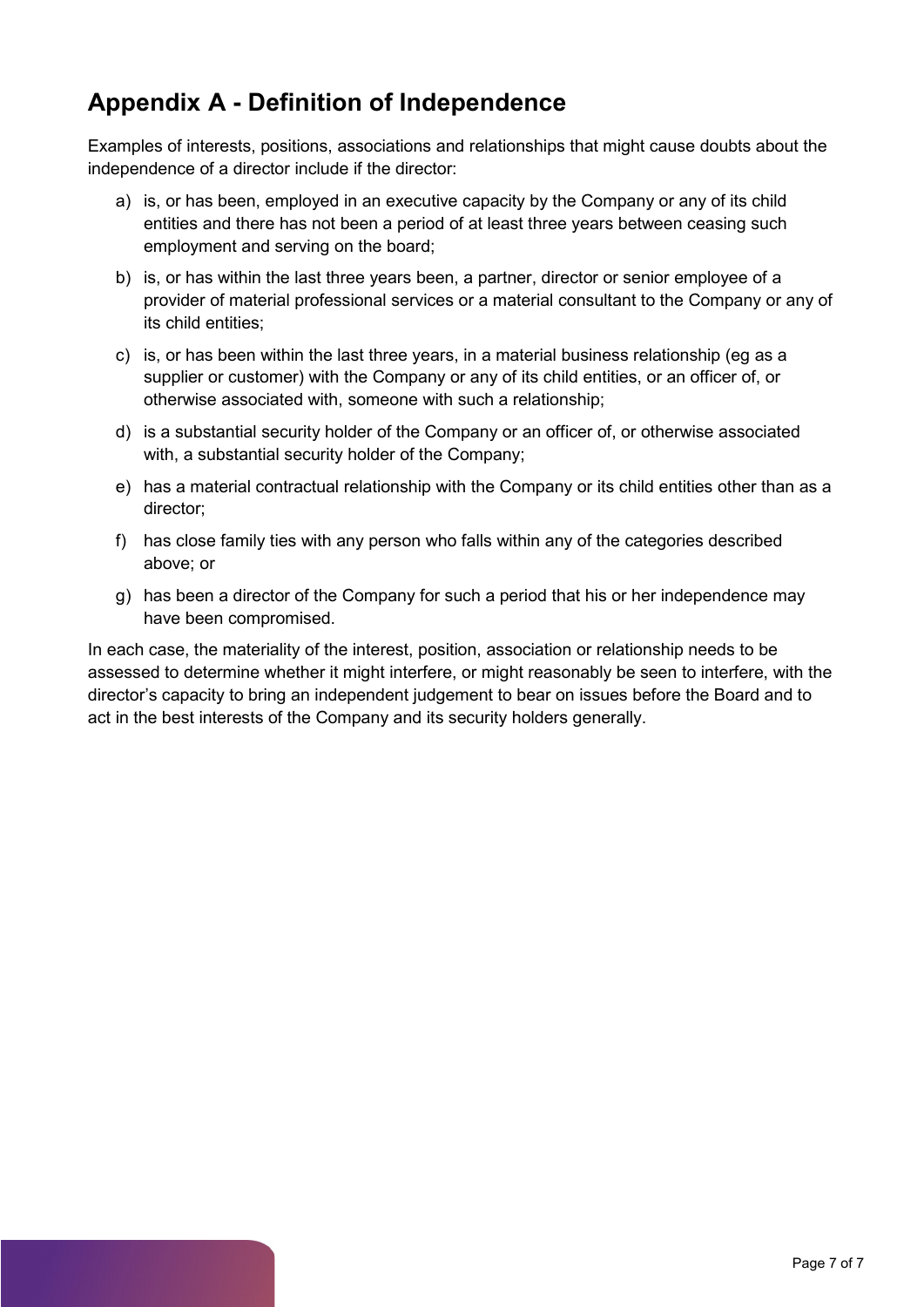## Appendix A - Definition of Independence

Examples of interests, positions, associations and relationships that might cause doubts about the independence of a director include if the director:

a) is, or has been, employed in an executive capacity by the Company or any of its child entities and there has not been a period of at least three years between ceasing such employment and serving on the board;

b) is, or has within the last three years been, a partner, director or senior employee of a provider of material professional services or a material consultant to the Company or any of its child entities;

c) is, or has been within the last three years, in a material business relationship (eg as a supplier or customer) with the Company or any of its child entities, or an officer of, or otherwise associated with, someone with such a relationship;

d) is a substantial security holder of the Company or an officer of, or otherwise associated with, a substantial security holder of the Company;

e) has a material contractual relationship with the Company or its child entities other than as a director;

f) has close family ties with any person who falls within any of the categories described above; or

g) has been a director of the Company for such a period that his or her independence may have been compromised.

In each case, the materiality of the interest, position, association or relationship needs to be assessed to determine whether it might interfere, or might reasonably be seen to interfere, with the director's capacity to bring an independent judgement to bear on issues before the Board and to act in the best interests of the Company and its security holders generally.